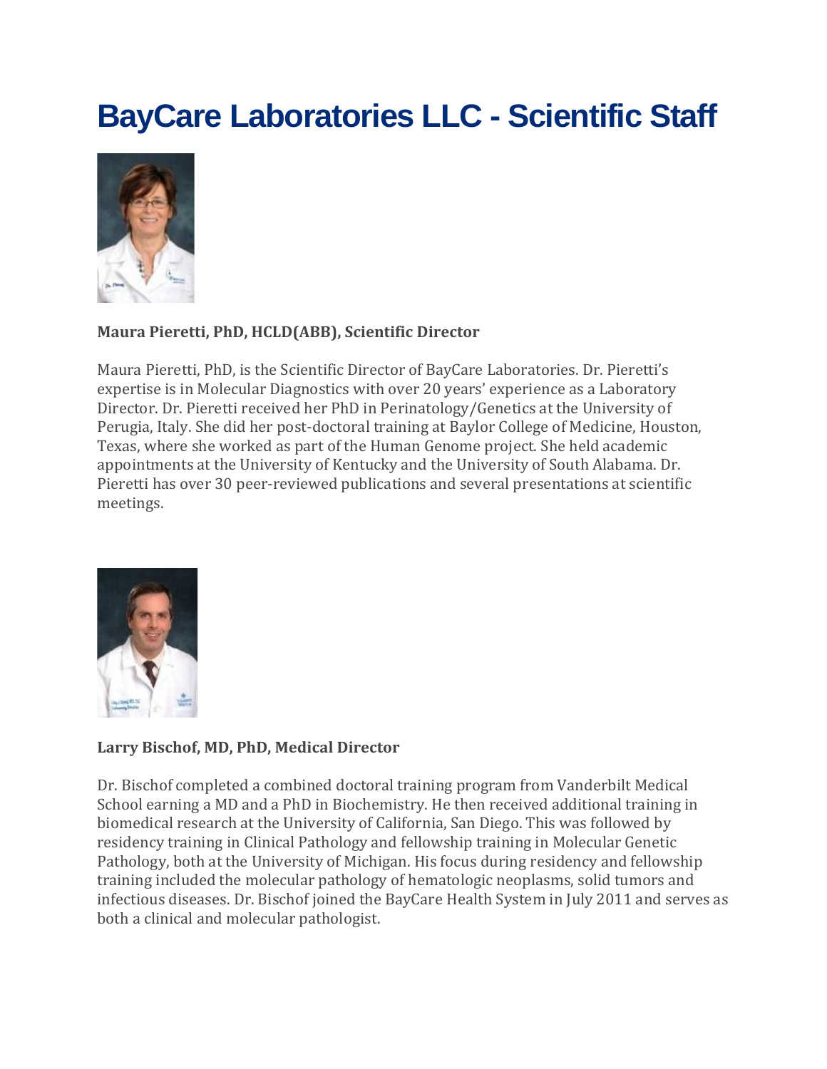# BayCare Laboratories LLC - Scientific Staff

**Maura Pieretti, PhD, HCLD(ABB), Scientific Director**

Maura Pieretti, PhD, is the Scientific Director of BayCare Laboratories. Dr. Pieretti's expertise is in Molecular Diagnostics with over 20 years' experience as a Laboratory Director. Dr. Pieretti received her PhD in Perinatology/Genetics at the University of Perugia, Italy. She did her post-doctoral training at Baylor College of Medicine, Houston, Texas, where she worked as part of the Human Genome project. She held academic appointments at the University of Kentucky and the University of South Alabama. Dr. Pieretti has over 30 peer-reviewed publications and several presentations at scientific meetings.

**Larry Bischof, MD, PhD, Medical Director**

Dr. Bischof completed a combined doctoral training program from Vanderbilt Medical School earning a MD and a PhD in Biochemistry. He then received additional training in biomedical research at the University of California, San Diego. This was followed by residency training in Clinical Pathology and fellowship training in Molecular Genetic Pathology, both at the University of Michigan. His focus during residency and fellowship training included the molecular pathology of hematologic neoplasms, solid tumors and infectious diseases. Dr. Bischof joined the BayCare Health System in July 2011 and serves as both a clinical and molecular pathologist.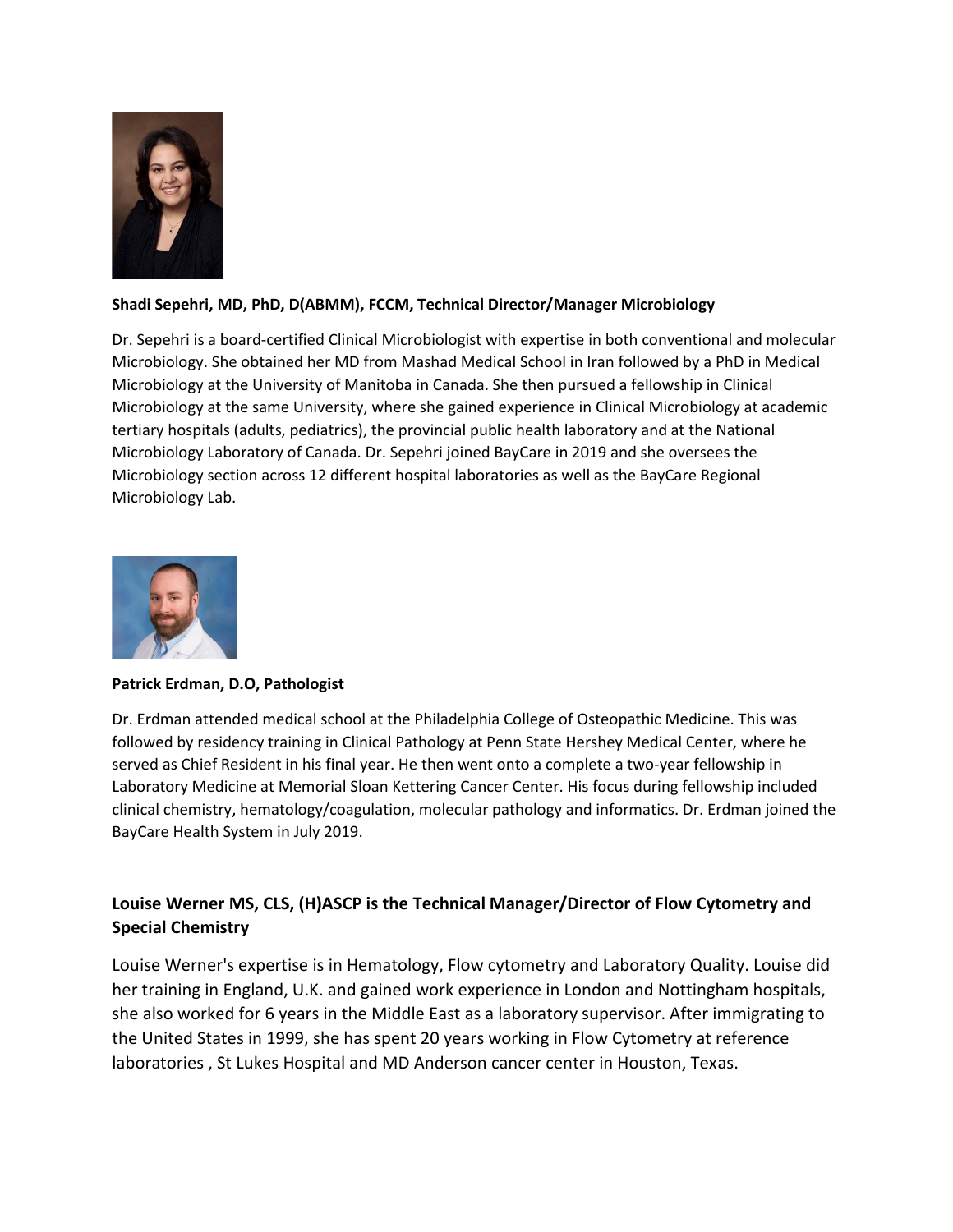**Shadi Sepehri, MD, PhD, D(ABMM), FCCM, Technical Director/Manager Microbiology**

Dr. Sepehri is a board-certified Clinical Microbiologist with expertise in both conventional and molecular Microbiology. She obtained her MD from Mashad Medical School in Iran followed by a PhD in Medical Microbiology at the University of Manitoba in Canada. She then pursued a fellowship in Clinical Microbiology at the same University, where she gained experience in Clinical Microbiology at academic tertiary hospitals (adults, pediatrics), the provincial public health laboratory and at the National Microbiology Laboratory of Canada. Dr. Sepehri joined BayCare in 2019 and she oversees the Microbiology section across 12 different hospital laboratories as well as the BayCare Regional Microbiology Lab.

**Patrick Erdman, D.O, Pathologist**

Dr. Erdman attended medical school at the Philadelphia College of Osteopathic Medicine. This was followed by residency training in Clinical Pathology at Penn State Hershey Medical Center, where he served as Chief Resident in his final year. He then went onto a complete a two-year fellowship in Laboratory Medicine at Memorial Sloan Kettering Cancer Center. His focus during fellowship included clinical chemistry, hematology/coagulation, molecular pathology and informatics. Dr. Erdman joined the BayCare Health System in July 2019.

**Louise Werner MS, CLS, (H)ASCP is the Technical Manager/Director of Flow Cytometry and Special Chemistry**

Louise Werner's expertise is in Hematology, Flow cytometry and Laboratory Quality. Louise did her training in England, U.K. and gained work experience in London and Nottingham hospitals, she also worked for 6 years in the Middle East as a laboratory supervisor. After immigrating to the United States in 1999, she has spent 20 years working in Flow Cytometry at reference laboratories , St Lukes Hospital and MD Anderson cancer center in Houston, Texas.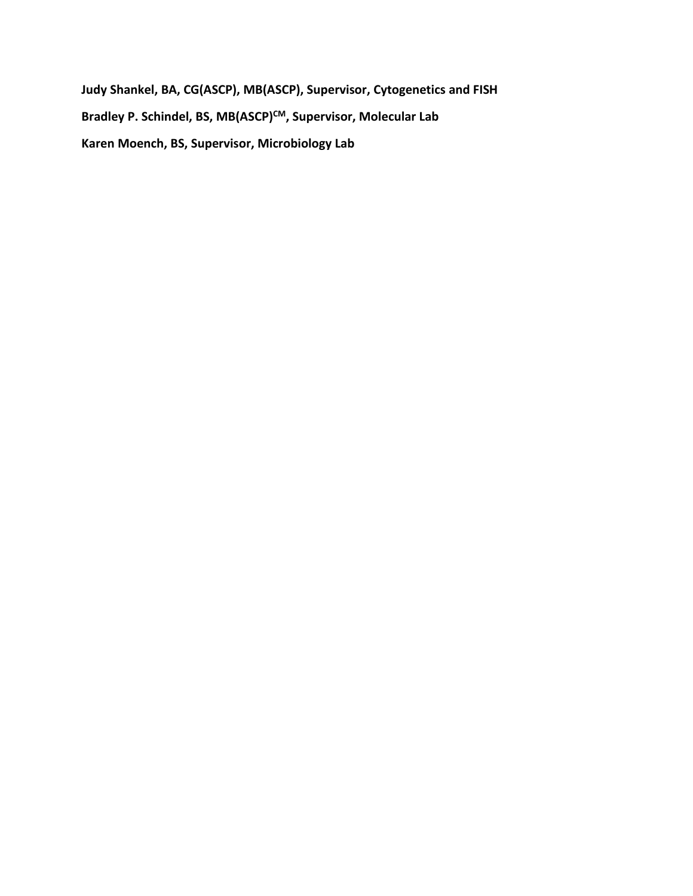**Judy Shankel, BA, CG(ASCP), MB(ASCP), Supervisor, Cytogenetics and FISH**

**Bradley P. Schindel, BS, MB(ASCP)$^{CM}$, Supervisor, Molecular Lab**

**Karen Moench, BS, Supervisor, Microbiology Lab**